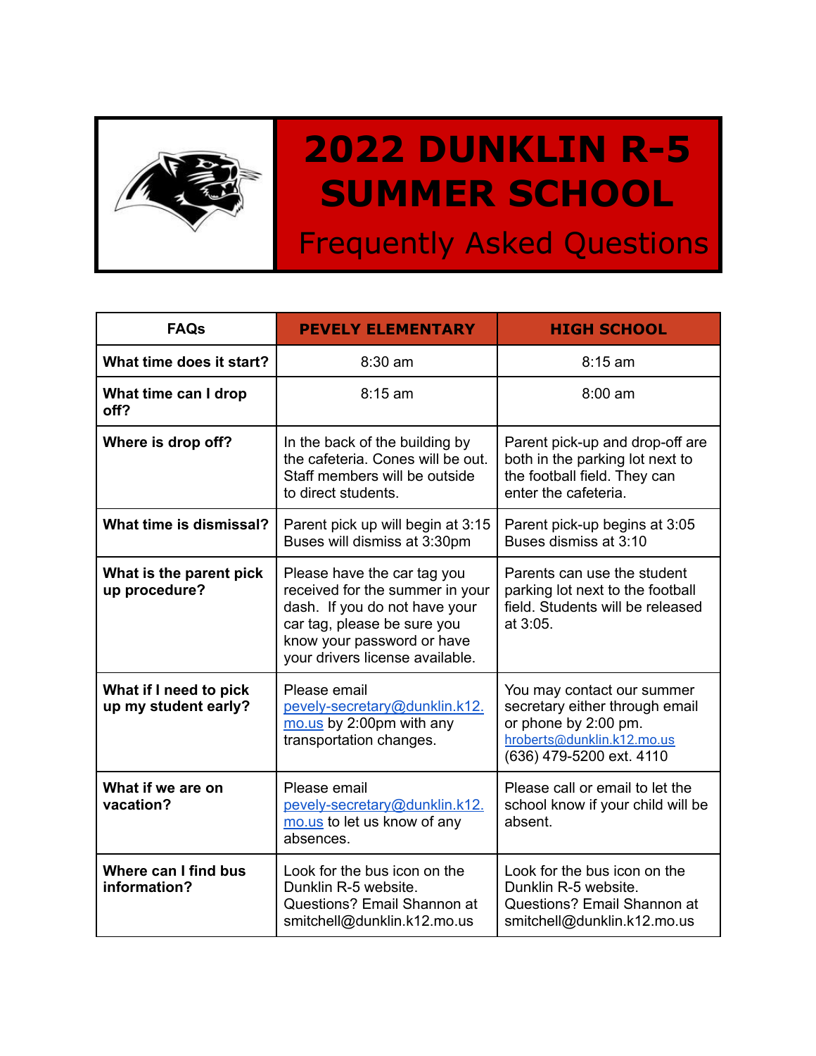# 2022 DUNKLIN R-5 SUMMER SCHOOL

## Frequently Asked Questions

| FAQs | PEVELY ELEMENTARY | HIGH SCHOOL |
|---|---|---|
| **What time does it start?** | 8:30 am | 8:15 am |
| **What time can I drop off?** | 8:15 am | 8:00 am |
| **Where is drop off?** | In the back of the building by the cafeteria. Cones will be out. Staff members will be outside to direct students. | Parent pick-up and drop-off are both in the parking lot next to the football field. They can enter the cafeteria. |
| **What time is dismissal?** | Parent pick up will begin at 3:15 Buses will dismiss at 3:30pm | Parent pick-up begins at 3:05 Buses dismiss at 3:10 |
| **What is the parent pick up procedure?** | Please have the car tag you received for the summer in your dash. If you do not have your car tag, please be sure you know your password or have your drivers license available. | Parents can use the student parking lot next to the football field. Students will be released at 3:05. |
| **What if I need to pick up my student early?** | Please email pevely-secretary@dunklin.k12.mo.us by 2:00pm with any transportation changes. | You may contact our summer secretary either through email or phone by 2:00 pm. hroberts@dunklin.k12.mo.us (636) 479-5200 ext. 4110 |
| **What if we are on vacation?** | Please email pevely-secretary@dunklin.k12.mo.us to let us know of any absences. | Please call or email to let the school know if your child will be absent. |
| **Where can I find bus information?** | Look for the bus icon on the Dunklin R-5 website. Questions? Email Shannon at smitchell@dunklin.k12.mo.us | Look for the bus icon on the Dunklin R-5 website. Questions? Email Shannon at smitchell@dunklin.k12.mo.us |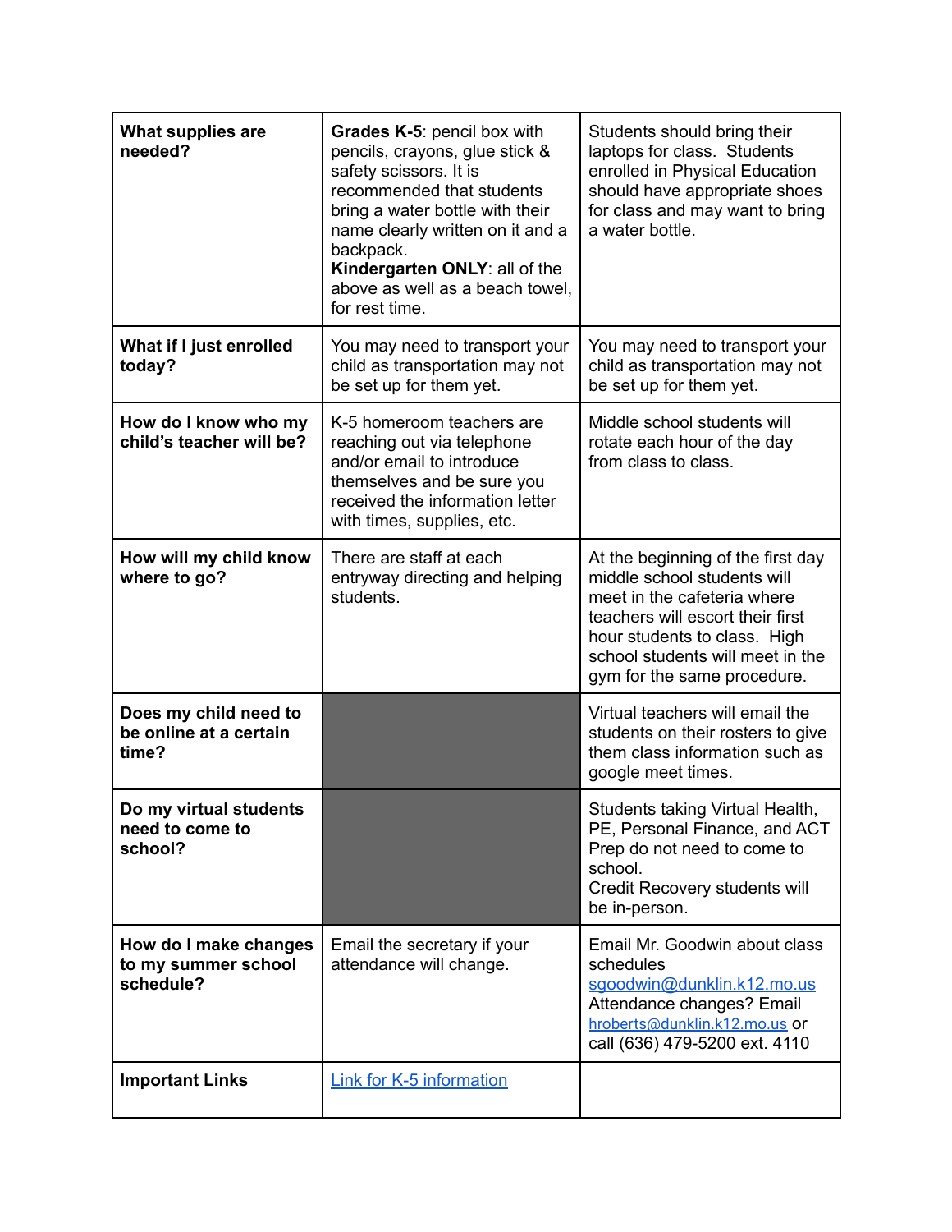| | | |
|---|---|---|
| **What supplies are needed?** | **Grades K-5**: pencil box with pencils, crayons, glue stick & safety scissors. It is recommended that students bring a water bottle with their name clearly written on it and a backpack.<br>**Kindergarten ONLY**: all of the above as well as a beach towel, for rest time. | Students should bring their laptops for class. Students enrolled in Physical Education should have appropriate shoes for class and may want to bring a water bottle. |
| **What if I just enrolled today?** | You may need to transport your child as transportation may not be set up for them yet. | You may need to transport your child as transportation may not be set up for them yet. |
| **How do I know who my child's teacher will be?** | K-5 homeroom teachers are reaching out via telephone and/or email to introduce themselves and be sure you received the information letter with times, supplies, etc. | Middle school students will rotate each hour of the day from class to class. |
| **How will my child know where to go?** | There are staff at each entryway directing and helping students. | At the beginning of the first day middle school students will meet in the cafeteria where teachers will escort their first hour students to class. High school students will meet in the gym for the same procedure. |
| **Does my child need to be online at a certain time?** | | Virtual teachers will email the students on their rosters to give them class information such as google meet times. |
| **Do my virtual students need to come to school?** | | Students taking Virtual Health, PE, Personal Finance, and ACT Prep do not need to come to school.<br>Credit Recovery students will be in-person. |
| **How do I make changes to my summer school schedule?** | Email the secretary if your attendance will change. | Email Mr. Goodwin about class schedules sgoodwin@dunklin.k12.mo.us<br>Attendance changes? Email hroberts@dunklin.k12.mo.us or call (636) 479-5200 ext. 4110 |
| **Important Links** | Link for K-5 information | |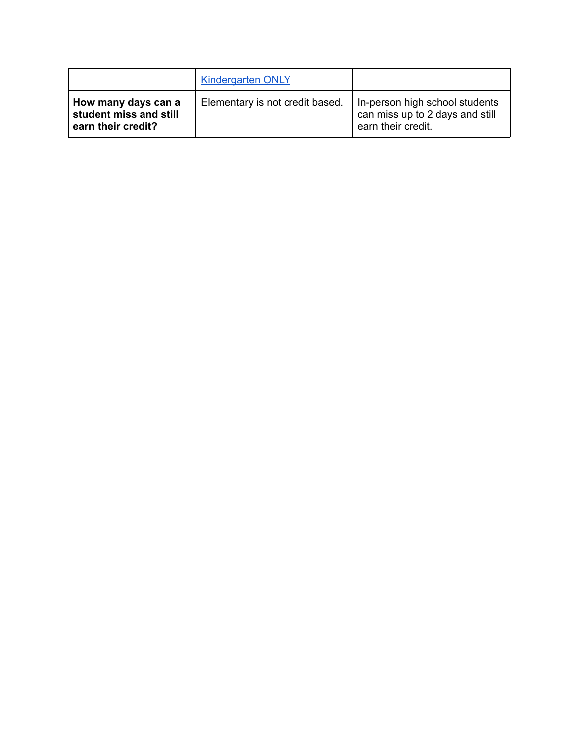| | | |
|---|---|---|
| | Kindergarten ONLY | |
| **How many days can a student miss and still earn their credit?** | Elementary is not credit based. | In-person high school students can miss up to 2 days and still earn their credit. |